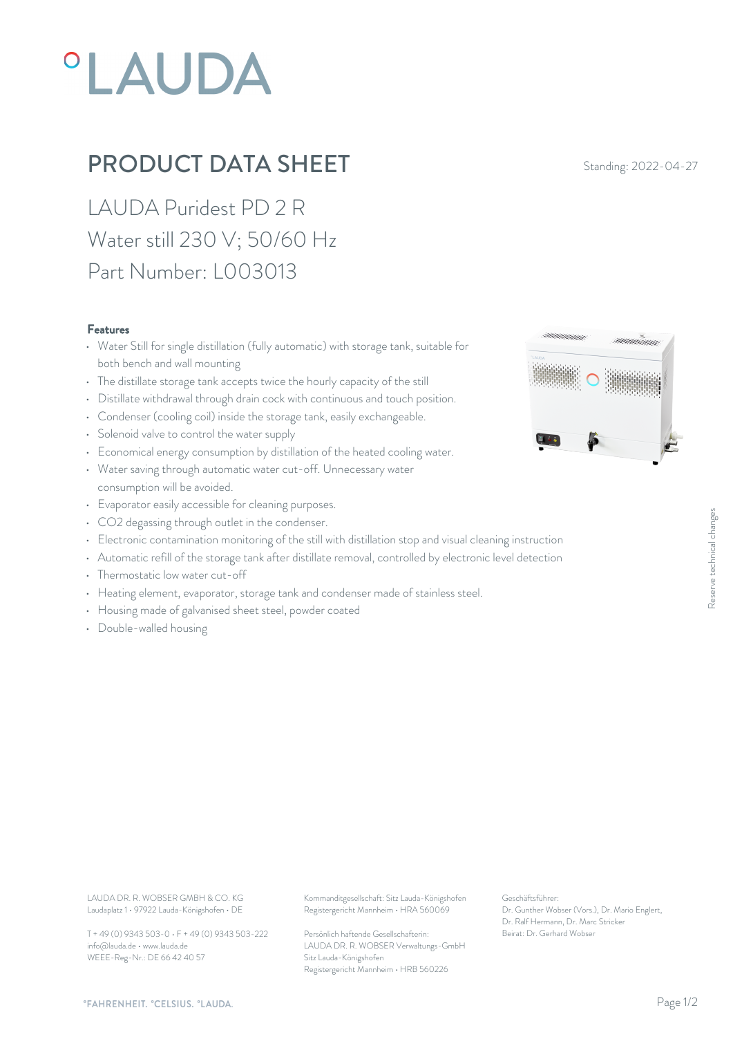# PRODUCT DATA SHEET

Standing: 2022-04-27

## LAUDA Puridest PD 2 R
## Water still 230 V; 50/60 Hz
## Part Number: L003013

### Features

- Water Still for single distillation (fully automatic) with storage tank, suitable for both bench and wall mounting
- The distillate storage tank accepts twice the hourly capacity of the still
- Distillate withdrawal through drain cock with continuous and touch position.
- Condenser (cooling coil) inside the storage tank, easily exchangeable.
- Solenoid valve to control the water supply
- Economical energy consumption by distillation of the heated cooling water.
- Water saving through automatic water cut-off. Unnecessary water consumption will be avoided.
- Evaporator easily accessible for cleaning purposes.
- $CO_2$ degassing through outlet in the condenser.
- Electronic contamination monitoring of the still with distillation stop and visual cleaning instruction
- Automatic refill of the storage tank after distillate removal, controlled by electronic level detection
- Thermostatic low water cut-off
- Heating element, evaporator, storage tank and condenser made of stainless steel.
- Housing made of galvanised sheet steel, powder coated
- Double-walled housing

Reserve technical changes

LAUDA DR. R. WOBSER GMBH & CO. KG
Laudaplatz 1 • 97922 Lauda-Königshofen • DE

T + 49 (0) 9343 503-0 • F + 49 (0) 9343 503-222
info@lauda.de • www.lauda.de
WEEE-Reg-Nr.: DE 66 42 40 57

Kommanditgesellschaft: Sitz Lauda-Königshofen
Registergericht Mannheim • HRA 560069

Persönlich haftende Gesellschafterin:
LAUDA DR. R. WOBSER Verwaltungs-GmbH
Sitz Lauda-Königshofen
Registergericht Mannheim • HRB 560226

Geschäftsführer:
Dr. Gunther Wobser (Vors.), Dr. Mario Englert, Dr. Ralf Hermann, Dr. Marc Stricker
Beirat: Dr. Gerhard Wobser

°FAHRENHEIT. °CELSIUS. °LAUDA.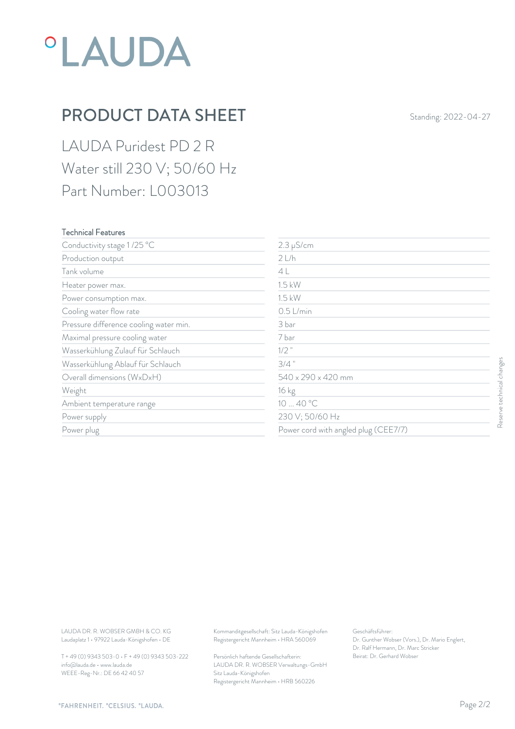# PRODUCT DATA SHEET

Standing: 2022-04-27

## LAUDA Puridest PD 2 R
## Water still 230 V; 50/60 Hz
## Part Number: L003013

| Technical Features | |
|---|---|
| Conductivity stage 1 /25 °C | 2.3 µS/cm |
| Production output | 2 L/h |
| Tank volume | 4 L |
| Heater power max. | 1.5 kW |
| Power consumption max. | 1.5 kW |
| Cooling water flow rate | 0.5 L/min |
| Pressure difference cooling water min. | 3 bar |
| Maximal pressure cooling water | 7 bar |
| Wasserkühlung Zulauf für Schlauch | 1/2 " |
| Wasserkühlung Ablauf für Schlauch | 3/4 " |
| Overall dimensions (WxDxH) | 540 x 290 x 420 mm |
| Weight | 16 kg |
| Ambient temperature range | 10 ... 40 °C |
| Power supply | 230 V; 50/60 Hz |
| Power plug | Power cord with angled plug (CEE7/7) |

Reserve technical changes

LAUDA DR. R. WOBSER GMBH & CO. KG
Laudaplatz 1 • 97922 Lauda-Königshofen • DE

T + 49 (0) 9343 503-0 • F + 49 (0) 9343 503-222
info@lauda.de • www.lauda.de
WEEE-Reg-Nr.: DE 66 42 40 57

Kommanditgesellschaft: Sitz Lauda-Königshofen
Registergericht Mannheim • HRA 560069

Persönlich haftende Gesellschafterin:
LAUDA DR. R. WOBSER Verwaltungs-GmbH
Sitz Lauda-Königshofen
Registergericht Mannheim • HRB 560226

Geschäftsführer:
Dr. Gunther Wobser (Vors.), Dr. Mario Englert,
Dr. Ralf Hermann, Dr. Marc Stricker
Beirat: Dr. Gerhard Wobser

°FAHRENHEIT. °CELSIUS. °LAUDA.